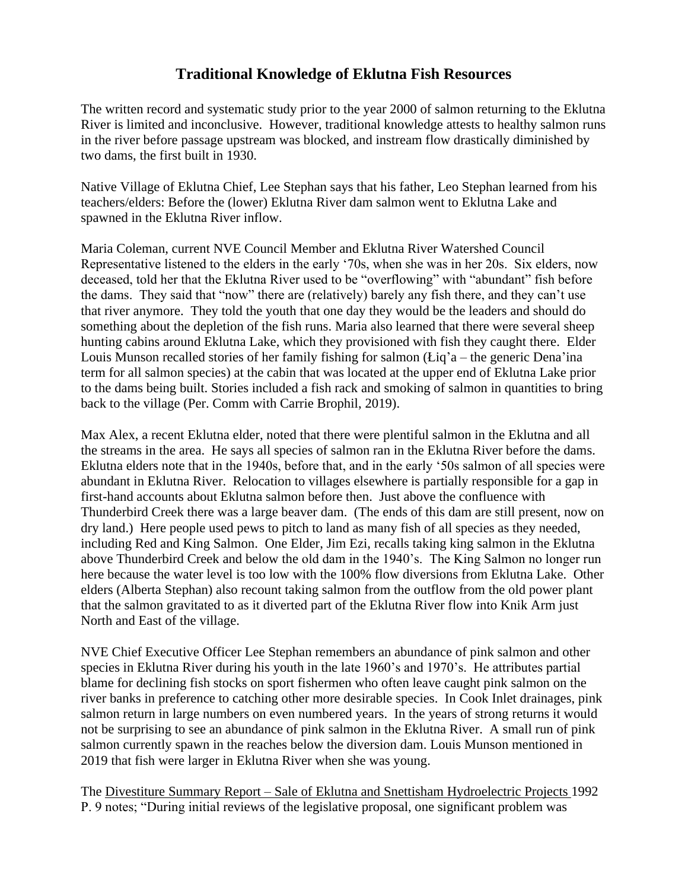# Traditional Knowledge of Eklutna Fish Resources

The written record and systematic study prior to the year 2000 of salmon returning to the Eklutna River is limited and inconclusive. However, traditional knowledge attests to healthy salmon runs in the river before passage upstream was blocked, and instream flow drastically diminished by two dams, the first built in 1930.

Native Village of Eklutna Chief, Lee Stephan says that his father, Leo Stephan learned from his teachers/elders: Before the (lower) Eklutna River dam salmon went to Eklutna Lake and spawned in the Eklutna River inflow.

Maria Coleman, current NVE Council Member and Eklutna River Watershed Council Representative listened to the elders in the early '70s, when she was in her 20s. Six elders, now deceased, told her that the Eklutna River used to be "overflowing" with "abundant" fish before the dams. They said that "now" there are (relatively) barely any fish there, and they can't use that river anymore. They told the youth that one day they would be the leaders and should do something about the depletion of the fish runs. Maria also learned that there were several sheep hunting cabins around Eklutna Lake, which they provisioned with fish they caught there. Elder Louis Munson recalled stories of her family fishing for salmon (Łiq'a – the generic Dena'ina term for all salmon species) at the cabin that was located at the upper end of Eklutna Lake prior to the dams being built. Stories included a fish rack and smoking of salmon in quantities to bring back to the village (Per. Comm with Carrie Brophil, 2019).

Max Alex, a recent Eklutna elder, noted that there were plentiful salmon in the Eklutna and all the streams in the area. He says all species of salmon ran in the Eklutna River before the dams. Eklutna elders note that in the 1940s, before that, and in the early '50s salmon of all species were abundant in Eklutna River. Relocation to villages elsewhere is partially responsible for a gap in first-hand accounts about Eklutna salmon before then. Just above the confluence with Thunderbird Creek there was a large beaver dam. (The ends of this dam are still present, now on dry land.) Here people used pews to pitch to land as many fish of all species as they needed, including Red and King Salmon. One Elder, Jim Ezi, recalls taking king salmon in the Eklutna above Thunderbird Creek and below the old dam in the 1940's. The King Salmon no longer run here because the water level is too low with the 100% flow diversions from Eklutna Lake. Other elders (Alberta Stephan) also recount taking salmon from the outflow from the old power plant that the salmon gravitated to as it diverted part of the Eklutna River flow into Knik Arm just North and East of the village.

NVE Chief Executive Officer Lee Stephan remembers an abundance of pink salmon and other species in Eklutna River during his youth in the late 1960's and 1970's. He attributes partial blame for declining fish stocks on sport fishermen who often leave caught pink salmon on the river banks in preference to catching other more desirable species. In Cook Inlet drainages, pink salmon return in large numbers on even numbered years. In the years of strong returns it would not be surprising to see an abundance of pink salmon in the Eklutna River. A small run of pink salmon currently spawn in the reaches below the diversion dam. Louis Munson mentioned in 2019 that fish were larger in Eklutna River when she was young.

The Divestiture Summary Report – Sale of Eklutna and Snettisham Hydroelectric Projects 1992 P. 9 notes; "During initial reviews of the legislative proposal, one significant problem was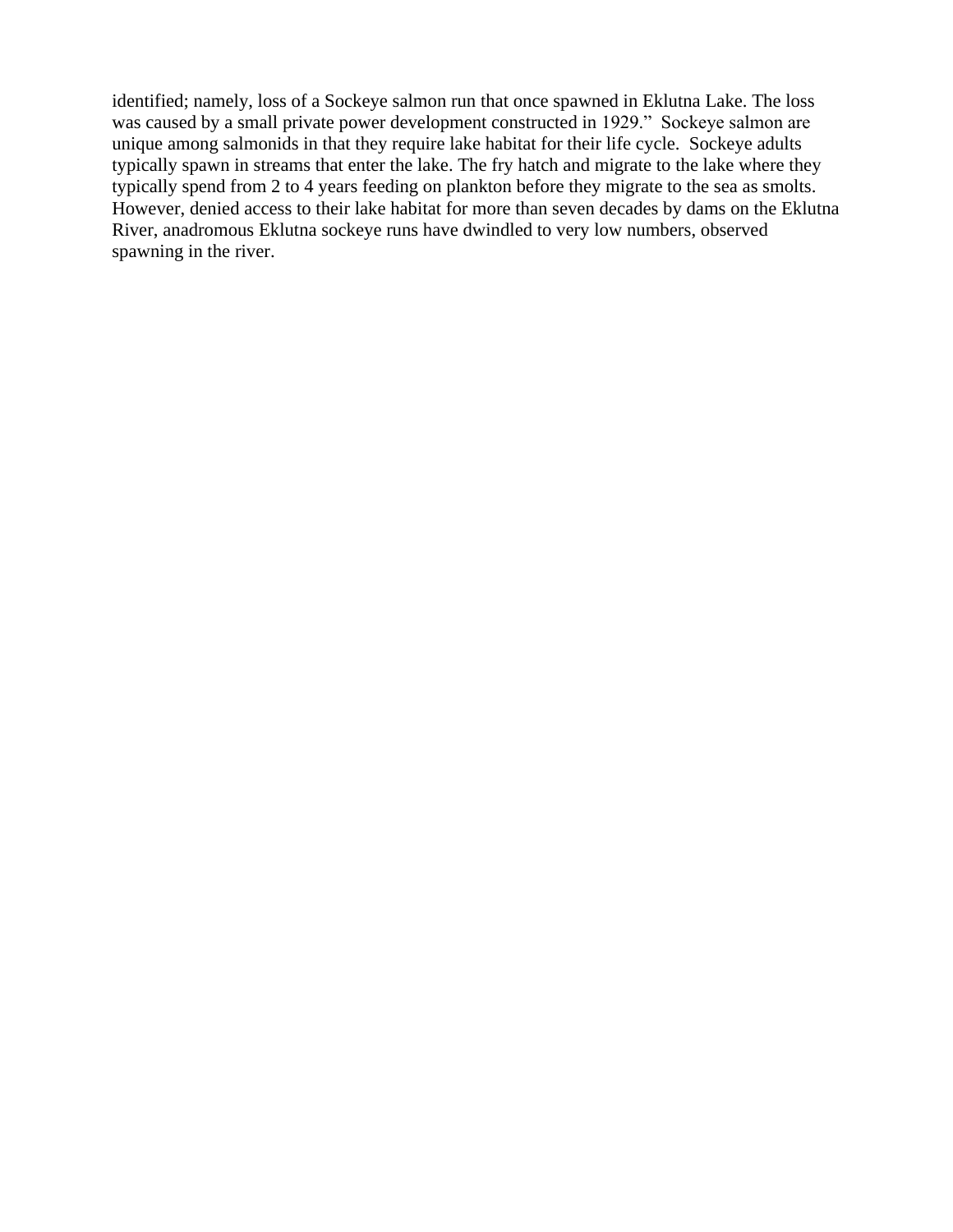identified; namely, loss of a Sockeye salmon run that once spawned in Eklutna Lake. The loss was caused by a small private power development constructed in 1929." Sockeye salmon are unique among salmonids in that they require lake habitat for their life cycle. Sockeye adults typically spawn in streams that enter the lake. The fry hatch and migrate to the lake where they typically spend from 2 to 4 years feeding on plankton before they migrate to the sea as smolts. However, denied access to their lake habitat for more than seven decades by dams on the Eklutna River, anadromous Eklutna sockeye runs have dwindled to very low numbers, observed spawning in the river.